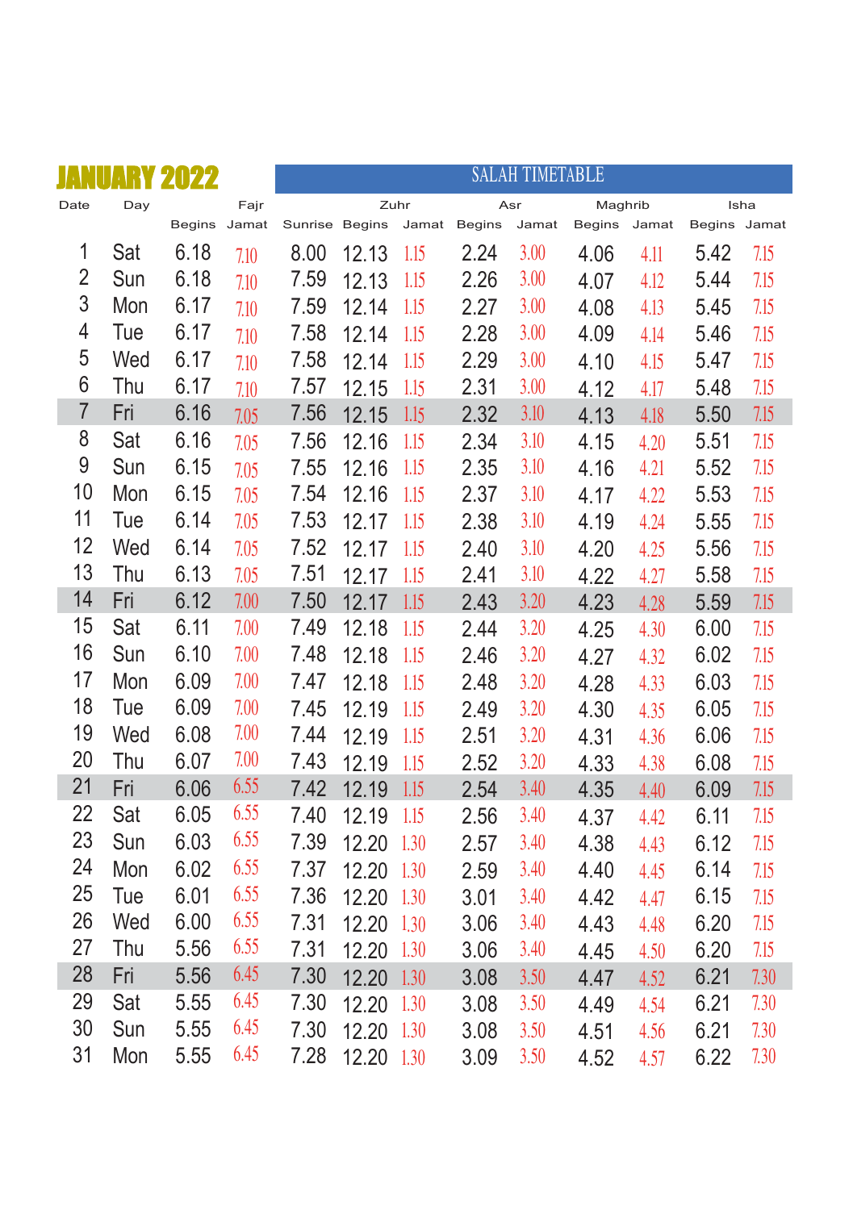# JANUARY 2022

## SALAH TIMETABLE

| Date | Day | Fajr | | | Zuhr | | Asr | | Maghrib | | Isha | |
|---|---|---|---|---|---|---|---|---|---|---|---|---|
| | | Begins | Jamat | Sunrise | Begins | Jamat | Begins | Jamat | Begins | Jamat | Begins | Jamat |
| 1 | Sat | 6.18 | 7.10 | 8.00 | 12.13 | 1.15 | 2.24 | 3.00 | 4.06 | 4.11 | 5.42 | 7.15 |
| 2 | Sun | 6.18 | 7.10 | 7.59 | 12.13 | 1.15 | 2.26 | 3.00 | 4.07 | 4.12 | 5.44 | 7.15 |
| 3 | Mon | 6.17 | 7.10 | 7.59 | 12.14 | 1.15 | 2.27 | 3.00 | 4.08 | 4.13 | 5.45 | 7.15 |
| 4 | Tue | 6.17 | 7.10 | 7.58 | 12.14 | 1.15 | 2.28 | 3.00 | 4.09 | 4.14 | 5.46 | 7.15 |
| 5 | Wed | 6.17 | 7.10 | 7.58 | 12.14 | 1.15 | 2.29 | 3.00 | 4.10 | 4.15 | 5.47 | 7.15 |
| 6 | Thu | 6.17 | 7.10 | 7.57 | 12.15 | 1.15 | 2.31 | 3.00 | 4.12 | 4.17 | 5.48 | 7.15 |
| 7 | Fri | 6.16 | 7.05 | 7.56 | 12.15 | 1.15 | 2.32 | 3.10 | 4.13 | 4.18 | 5.50 | 7.15 |
| 8 | Sat | 6.16 | 7.05 | 7.56 | 12.16 | 1.15 | 2.34 | 3.10 | 4.15 | 4.20 | 5.51 | 7.15 |
| 9 | Sun | 6.15 | 7.05 | 7.55 | 12.16 | 1.15 | 2.35 | 3.10 | 4.16 | 4.21 | 5.52 | 7.15 |
| 10 | Mon | 6.15 | 7.05 | 7.54 | 12.16 | 1.15 | 2.37 | 3.10 | 4.17 | 4.22 | 5.53 | 7.15 |
| 11 | Tue | 6.14 | 7.05 | 7.53 | 12.17 | 1.15 | 2.38 | 3.10 | 4.19 | 4.24 | 5.55 | 7.15 |
| 12 | Wed | 6.14 | 7.05 | 7.52 | 12.17 | 1.15 | 2.40 | 3.10 | 4.20 | 4.25 | 5.56 | 7.15 |
| 13 | Thu | 6.13 | 7.05 | 7.51 | 12.17 | 1.15 | 2.41 | 3.10 | 4.22 | 4.27 | 5.58 | 7.15 |
| 14 | Fri | 6.12 | 7.00 | 7.50 | 12.17 | 1.15 | 2.43 | 3.20 | 4.23 | 4.28 | 5.59 | 7.15 |
| 15 | Sat | 6.11 | 7.00 | 7.49 | 12.18 | 1.15 | 2.44 | 3.20 | 4.25 | 4.30 | 6.00 | 7.15 |
| 16 | Sun | 6.10 | 7.00 | 7.48 | 12.18 | 1.15 | 2.46 | 3.20 | 4.27 | 4.32 | 6.02 | 7.15 |
| 17 | Mon | 6.09 | 7.00 | 7.47 | 12.18 | 1.15 | 2.48 | 3.20 | 4.28 | 4.33 | 6.03 | 7.15 |
| 18 | Tue | 6.09 | 7.00 | 7.45 | 12.19 | 1.15 | 2.49 | 3.20 | 4.30 | 4.35 | 6.05 | 7.15 |
| 19 | Wed | 6.08 | 7.00 | 7.44 | 12.19 | 1.15 | 2.51 | 3.20 | 4.31 | 4.36 | 6.06 | 7.15 |
| 20 | Thu | 6.07 | 7.00 | 7.43 | 12.19 | 1.15 | 2.52 | 3.20 | 4.33 | 4.38 | 6.08 | 7.15 |
| 21 | Fri | 6.06 | 6.55 | 7.42 | 12.19 | 1.15 | 2.54 | 3.40 | 4.35 | 4.40 | 6.09 | 7.15 |
| 22 | Sat | 6.05 | 6.55 | 7.40 | 12.19 | 1.15 | 2.56 | 3.40 | 4.37 | 4.42 | 6.11 | 7.15 |
| 23 | Sun | 6.03 | 6.55 | 7.39 | 12.20 | 1.30 | 2.57 | 3.40 | 4.38 | 4.43 | 6.12 | 7.15 |
| 24 | Mon | 6.02 | 6.55 | 7.37 | 12.20 | 1.30 | 2.59 | 3.40 | 4.40 | 4.45 | 6.14 | 7.15 |
| 25 | Tue | 6.01 | 6.55 | 7.36 | 12.20 | 1.30 | 3.01 | 3.40 | 4.42 | 4.47 | 6.15 | 7.15 |
| 26 | Wed | 6.00 | 6.55 | 7.31 | 12.20 | 1.30 | 3.06 | 3.40 | 4.43 | 4.48 | 6.20 | 7.15 |
| 27 | Thu | 5.56 | 6.55 | 7.31 | 12.20 | 1.30 | 3.06 | 3.40 | 4.45 | 4.50 | 6.20 | 7.15 |
| 28 | Fri | 5.56 | 6.45 | 7.30 | 12.20 | 1.30 | 3.08 | 3.50 | 4.47 | 4.52 | 6.21 | 7.30 |
| 29 | Sat | 5.55 | 6.45 | 7.30 | 12.20 | 1.30 | 3.08 | 3.50 | 4.49 | 4.54 | 6.21 | 7.30 |
| 30 | Sun | 5.55 | 6.45 | 7.30 | 12.20 | 1.30 | 3.08 | 3.50 | 4.51 | 4.56 | 6.21 | 7.30 |
| 31 | Mon | 5.55 | 6.45 | 7.28 | 12.20 | 1.30 | 3.09 | 3.50 | 4.52 | 4.57 | 6.22 | 7.30 |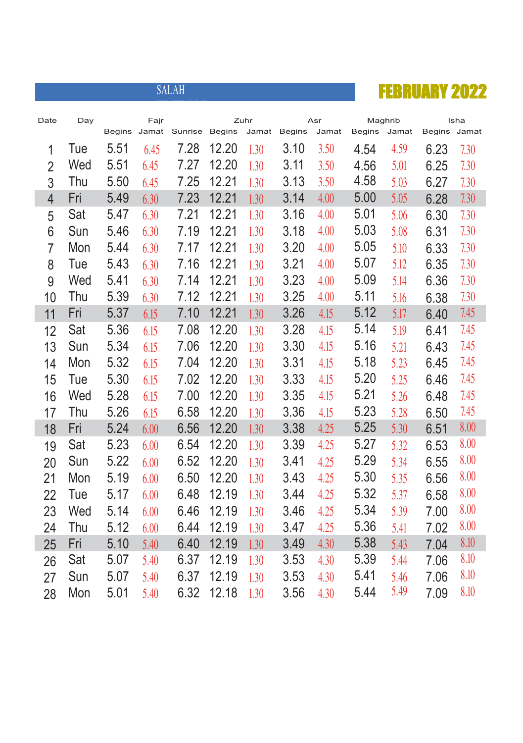# FEBRUARY 2022

SALAH

| Date | Day | Fajr | | Sunrise | Zuhr | | Asr | | Maghrib | | Isha | |
|---|---|---|---|---|---|---|---|---|---|---|---|---|
| | | Begins | Jamat | | Begins | Jamat | Begins | Jamat | Begins | Jamat | Begins | Jamat |
| 1 | Tue | 5.51 | 6.45 | 7.28 | 12.20 | 1.30 | 3.10 | 3.50 | 4.54 | 4.59 | 6.23 | 7.30 |
| 2 | Wed | 5.51 | 6.45 | 7.27 | 12.20 | 1.30 | 3.11 | 3.50 | 4.56 | 5.01 | 6.25 | 7.30 |
| 3 | Thu | 5.50 | 6.45 | 7.25 | 12.21 | 1.30 | 3.13 | 3.50 | 4.58 | 5.03 | 6.27 | 7.30 |
| 4 | Fri | 5.49 | 6.30 | 7.23 | 12.21 | 1.30 | 3.14 | 4.00 | 5.00 | 5.05 | 6.28 | 7.30 |
| 5 | Sat | 5.47 | 6.30 | 7.21 | 12.21 | 1.30 | 3.16 | 4.00 | 5.01 | 5.06 | 6.30 | 7.30 |
| 6 | Sun | 5.46 | 6.30 | 7.19 | 12.21 | 1.30 | 3.18 | 4.00 | 5.03 | 5.08 | 6.31 | 7.30 |
| 7 | Mon | 5.44 | 6.30 | 7.17 | 12.21 | 1.30 | 3.20 | 4.00 | 5.05 | 5.10 | 6.33 | 7.30 |
| 8 | Tue | 5.43 | 6.30 | 7.16 | 12.21 | 1.30 | 3.21 | 4.00 | 5.07 | 5.12 | 6.35 | 7.30 |
| 9 | Wed | 5.41 | 6.30 | 7.14 | 12.21 | 1.30 | 3.23 | 4.00 | 5.09 | 5.14 | 6.36 | 7.30 |
| 10 | Thu | 5.39 | 6.30 | 7.12 | 12.21 | 1.30 | 3.25 | 4.00 | 5.11 | 5.16 | 6.38 | 7.30 |
| 11 | Fri | 5.37 | 6.15 | 7.10 | 12.21 | 1.30 | 3.26 | 4.15 | 5.12 | 5.17 | 6.40 | 7.45 |
| 12 | Sat | 5.36 | 6.15 | 7.08 | 12.20 | 1.30 | 3.28 | 4.15 | 5.14 | 5.19 | 6.41 | 7.45 |
| 13 | Sun | 5.34 | 6.15 | 7.06 | 12.20 | 1.30 | 3.30 | 4.15 | 5.16 | 5.21 | 6.43 | 7.45 |
| 14 | Mon | 5.32 | 6.15 | 7.04 | 12.20 | 1.30 | 3.31 | 4.15 | 5.18 | 5.23 | 6.45 | 7.45 |
| 15 | Tue | 5.30 | 6.15 | 7.02 | 12.20 | 1.30 | 3.33 | 4.15 | 5.20 | 5.25 | 6.46 | 7.45 |
| 16 | Wed | 5.28 | 6.15 | 7.00 | 12.20 | 1.30 | 3.35 | 4.15 | 5.21 | 5.26 | 6.48 | 7.45 |
| 17 | Thu | 5.26 | 6.15 | 6.58 | 12.20 | 1.30 | 3.36 | 4.15 | 5.23 | 5.28 | 6.50 | 7.45 |
| 18 | Fri | 5.24 | 6.00 | 6.56 | 12.20 | 1.30 | 3.38 | 4.25 | 5.25 | 5.30 | 6.51 | 8.00 |
| 19 | Sat | 5.23 | 6.00 | 6.54 | 12.20 | 1.30 | 3.39 | 4.25 | 5.27 | 5.32 | 6.53 | 8.00 |
| 20 | Sun | 5.22 | 6.00 | 6.52 | 12.20 | 1.30 | 3.41 | 4.25 | 5.29 | 5.34 | 6.55 | 8.00 |
| 21 | Mon | 5.19 | 6.00 | 6.50 | 12.20 | 1.30 | 3.43 | 4.25 | 5.30 | 5.35 | 6.56 | 8.00 |
| 22 | Tue | 5.17 | 6.00 | 6.48 | 12.19 | 1.30 | 3.44 | 4.25 | 5.32 | 5.37 | 6.58 | 8.00 |
| 23 | Wed | 5.14 | 6.00 | 6.46 | 12.19 | 1.30 | 3.46 | 4.25 | 5.34 | 5.39 | 7.00 | 8.00 |
| 24 | Thu | 5.12 | 6.00 | 6.44 | 12.19 | 1.30 | 3.47 | 4.25 | 5.36 | 5.41 | 7.02 | 8.00 |
| 25 | Fri | 5.10 | 5.40 | 6.40 | 12.19 | 1.30 | 3.49 | 4.30 | 5.38 | 5.43 | 7.04 | 8.10 |
| 26 | Sat | 5.07 | 5.40 | 6.37 | 12.19 | 1.30 | 3.53 | 4.30 | 5.39 | 5.44 | 7.06 | 8.10 |
| 27 | Sun | 5.07 | 5.40 | 6.37 | 12.19 | 1.30 | 3.53 | 4.30 | 5.41 | 5.46 | 7.06 | 8.10 |
| 28 | Mon | 5.01 | 5.40 | 6.32 | 12.18 | 1.30 | 3.56 | 4.30 | 5.44 | 5.49 | 7.09 | 8.10 |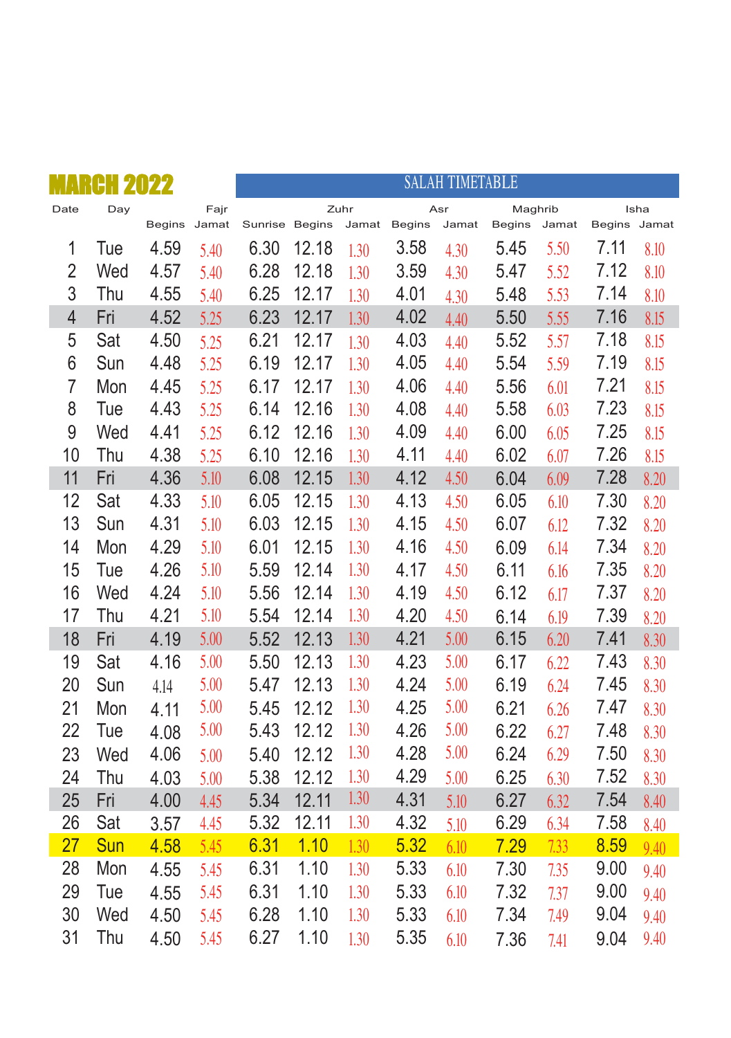# MARCH 2022

## SALAH TIMETABLE

| Date | Day | Fajr | | | Zuhr | | Asr | | Maghrib | | Isha | |
|---|---|---|---|---|---|---|---|---|---|---|---|---|
| | | Begins | Jamat | Sunrise | Begins | Jamat | Begins | Jamat | Begins | Jamat | Begins | Jamat |
| 1 | Tue | 4.59 | 5.40 | 6.30 | 12.18 | 1.30 | 3.58 | 4.30 | 5.45 | 5.50 | 7.11 | 8.10 |
| 2 | Wed | 4.57 | 5.40 | 6.28 | 12.18 | 1.30 | 3.59 | 4.30 | 5.47 | 5.52 | 7.12 | 8.10 |
| 3 | Thu | 4.55 | 5.40 | 6.25 | 12.17 | 1.30 | 4.01 | 4.30 | 5.48 | 5.53 | 7.14 | 8.10 |
| 4 | Fri | 4.52 | 5.25 | 6.23 | 12.17 | 1.30 | 4.02 | 4.40 | 5.50 | 5.55 | 7.16 | 8.15 |
| 5 | Sat | 4.50 | 5.25 | 6.21 | 12.17 | 1.30 | 4.03 | 4.40 | 5.52 | 5.57 | 7.18 | 8.15 |
| 6 | Sun | 4.48 | 5.25 | 6.19 | 12.17 | 1.30 | 4.05 | 4.40 | 5.54 | 5.59 | 7.19 | 8.15 |
| 7 | Mon | 4.45 | 5.25 | 6.17 | 12.17 | 1.30 | 4.06 | 4.40 | 5.56 | 6.01 | 7.21 | 8.15 |
| 8 | Tue | 4.43 | 5.25 | 6.14 | 12.16 | 1.30 | 4.08 | 4.40 | 5.58 | 6.03 | 7.23 | 8.15 |
| 9 | Wed | 4.41 | 5.25 | 6.12 | 12.16 | 1.30 | 4.09 | 4.40 | 6.00 | 6.05 | 7.25 | 8.15 |
| 10 | Thu | 4.38 | 5.25 | 6.10 | 12.16 | 1.30 | 4.11 | 4.40 | 6.02 | 6.07 | 7.26 | 8.15 |
| 11 | Fri | 4.36 | 5.10 | 6.08 | 12.15 | 1.30 | 4.12 | 4.50 | 6.04 | 6.09 | 7.28 | 8.20 |
| 12 | Sat | 4.33 | 5.10 | 6.05 | 12.15 | 1.30 | 4.13 | 4.50 | 6.05 | 6.10 | 7.30 | 8.20 |
| 13 | Sun | 4.31 | 5.10 | 6.03 | 12.15 | 1.30 | 4.15 | 4.50 | 6.07 | 6.12 | 7.32 | 8.20 |
| 14 | Mon | 4.29 | 5.10 | 6.01 | 12.15 | 1.30 | 4.16 | 4.50 | 6.09 | 6.14 | 7.34 | 8.20 |
| 15 | Tue | 4.26 | 5.10 | 5.59 | 12.14 | 1.30 | 4.17 | 4.50 | 6.11 | 6.16 | 7.35 | 8.20 |
| 16 | Wed | 4.24 | 5.10 | 5.56 | 12.14 | 1.30 | 4.19 | 4.50 | 6.12 | 6.17 | 7.37 | 8.20 |
| 17 | Thu | 4.21 | 5.10 | 5.54 | 12.14 | 1.30 | 4.20 | 4.50 | 6.14 | 6.19 | 7.39 | 8.20 |
| 18 | Fri | 4.19 | 5.00 | 5.52 | 12.13 | 1.30 | 4.21 | 5.00 | 6.15 | 6.20 | 7.41 | 8.30 |
| 19 | Sat | 4.16 | 5.00 | 5.50 | 12.13 | 1.30 | 4.23 | 5.00 | 6.17 | 6.22 | 7.43 | 8.30 |
| 20 | Sun | 4.14 | 5.00 | 5.47 | 12.13 | 1.30 | 4.24 | 5.00 | 6.19 | 6.24 | 7.45 | 8.30 |
| 21 | Mon | 4.11 | 5.00 | 5.45 | 12.12 | 1.30 | 4.25 | 5.00 | 6.21 | 6.26 | 7.47 | 8.30 |
| 22 | Tue | 4.08 | 5.00 | 5.43 | 12.12 | 1.30 | 4.26 | 5.00 | 6.22 | 6.27 | 7.48 | 8.30 |
| 23 | Wed | 4.06 | 5.00 | 5.40 | 12.12 | 1.30 | 4.28 | 5.00 | 6.24 | 6.29 | 7.50 | 8.30 |
| 24 | Thu | 4.03 | 5.00 | 5.38 | 12.12 | 1.30 | 4.29 | 5.00 | 6.25 | 6.30 | 7.52 | 8.30 |
| 25 | Fri | 4.00 | 4.45 | 5.34 | 12.11 | 1.30 | 4.31 | 5.10 | 6.27 | 6.32 | 7.54 | 8.40 |
| 26 | Sat | 3.57 | 4.45 | 5.32 | 12.11 | 1.30 | 4.32 | 5.10 | 6.29 | 6.34 | 7.58 | 8.40 |
| 27 | Sun | 4.58 | 5.45 | 6.31 | 1.10 | 1.30 | 5.32 | 6.10 | 7.29 | 7.33 | 8.59 | 9.40 |
| 28 | Mon | 4.55 | 5.45 | 6.31 | 1.10 | 1.30 | 5.33 | 6.10 | 7.30 | 7.35 | 9.00 | 9.40 |
| 29 | Tue | 4.55 | 5.45 | 6.31 | 1.10 | 1.30 | 5.33 | 6.10 | 7.32 | 7.37 | 9.00 | 9.40 |
| 30 | Wed | 4.50 | 5.45 | 6.28 | 1.10 | 1.30 | 5.33 | 6.10 | 7.34 | 7.49 | 9.04 | 9.40 |
| 31 | Thu | 4.50 | 5.45 | 6.27 | 1.10 | 1.30 | 5.35 | 6.10 | 7.36 | 7.41 | 9.04 | 9.40 |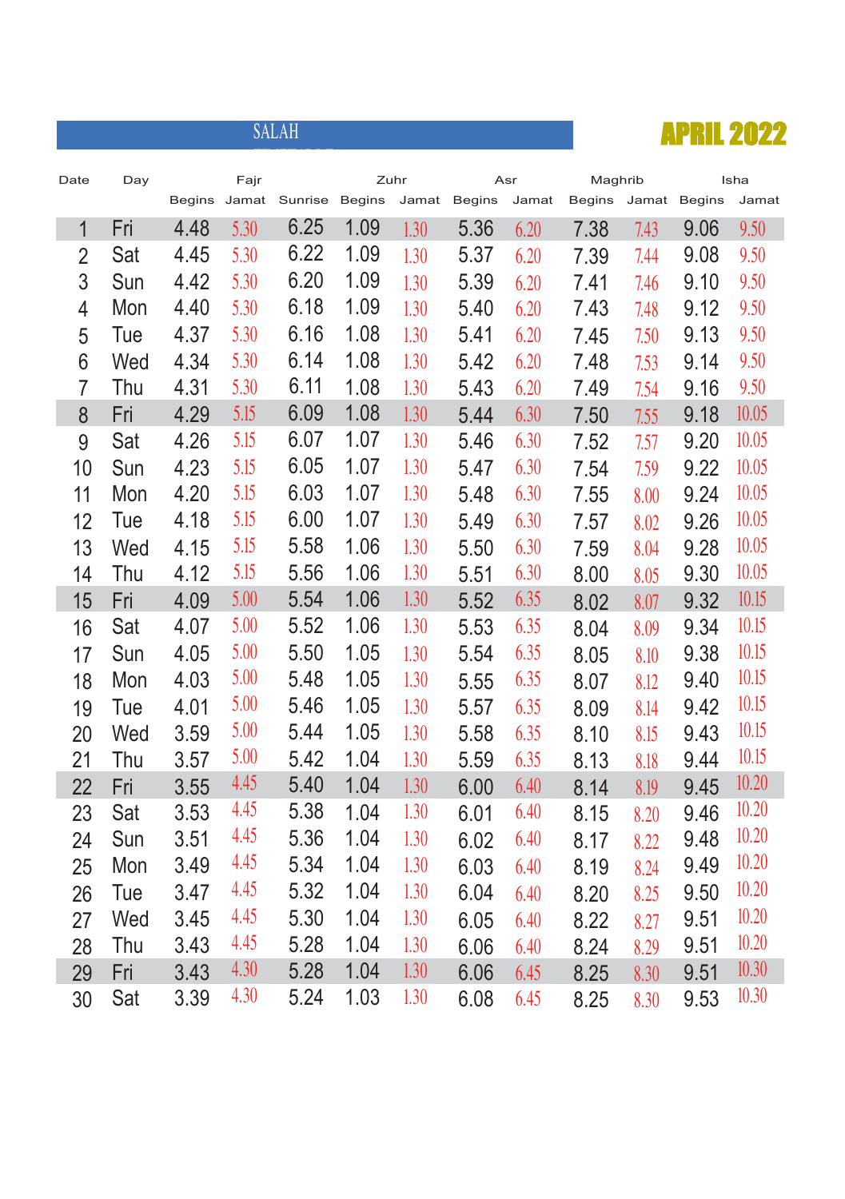## SALAH

## APRIL 2022

| Date | Day | Fajr | | Sunrise | Zuhr | | Asr | | Maghrib | | Isha | |
|---|---|---|---|---|---|---|---|---|---|---|---|---|
| | | Begins | Jamat | | Begins | Jamat | Begins | Jamat | Begins | Jamat | Begins | Jamat |
| 1 | Fri | 4.48 | 5.30 | 6.25 | 1.09 | 1.30 | 5.36 | 6.20 | 7.38 | 7.43 | 9.06 | 9.50 |
| 2 | Sat | 4.45 | 5.30 | 6.22 | 1.09 | 1.30 | 5.37 | 6.20 | 7.39 | 7.44 | 9.08 | 9.50 |
| 3 | Sun | 4.42 | 5.30 | 6.20 | 1.09 | 1.30 | 5.39 | 6.20 | 7.41 | 7.46 | 9.10 | 9.50 |
| 4 | Mon | 4.40 | 5.30 | 6.18 | 1.09 | 1.30 | 5.40 | 6.20 | 7.43 | 7.48 | 9.12 | 9.50 |
| 5 | Tue | 4.37 | 5.30 | 6.16 | 1.08 | 1.30 | 5.41 | 6.20 | 7.45 | 7.50 | 9.13 | 9.50 |
| 6 | Wed | 4.34 | 5.30 | 6.14 | 1.08 | 1.30 | 5.42 | 6.20 | 7.48 | 7.53 | 9.14 | 9.50 |
| 7 | Thu | 4.31 | 5.30 | 6.11 | 1.08 | 1.30 | 5.43 | 6.20 | 7.49 | 7.54 | 9.16 | 9.50 |
| 8 | Fri | 4.29 | 5.15 | 6.09 | 1.08 | 1.30 | 5.44 | 6.30 | 7.50 | 7.55 | 9.18 | 10.05 |
| 9 | Sat | 4.26 | 5.15 | 6.07 | 1.07 | 1.30 | 5.46 | 6.30 | 7.52 | 7.57 | 9.20 | 10.05 |
| 10 | Sun | 4.23 | 5.15 | 6.05 | 1.07 | 1.30 | 5.47 | 6.30 | 7.54 | 7.59 | 9.22 | 10.05 |
| 11 | Mon | 4.20 | 5.15 | 6.03 | 1.07 | 1.30 | 5.48 | 6.30 | 7.55 | 8.00 | 9.24 | 10.05 |
| 12 | Tue | 4.18 | 5.15 | 6.00 | 1.07 | 1.30 | 5.49 | 6.30 | 7.57 | 8.02 | 9.26 | 10.05 |
| 13 | Wed | 4.15 | 5.15 | 5.58 | 1.06 | 1.30 | 5.50 | 6.30 | 7.59 | 8.04 | 9.28 | 10.05 |
| 14 | Thu | 4.12 | 5.15 | 5.56 | 1.06 | 1.30 | 5.51 | 6.30 | 8.00 | 8.05 | 9.30 | 10.05 |
| 15 | Fri | 4.09 | 5.00 | 5.54 | 1.06 | 1.30 | 5.52 | 6.35 | 8.02 | 8.07 | 9.32 | 10.15 |
| 16 | Sat | 4.07 | 5.00 | 5.52 | 1.06 | 1.30 | 5.53 | 6.35 | 8.04 | 8.09 | 9.34 | 10.15 |
| 17 | Sun | 4.05 | 5.00 | 5.50 | 1.05 | 1.30 | 5.54 | 6.35 | 8.05 | 8.10 | 9.38 | 10.15 |
| 18 | Mon | 4.03 | 5.00 | 5.48 | 1.05 | 1.30 | 5.55 | 6.35 | 8.07 | 8.12 | 9.40 | 10.15 |
| 19 | Tue | 4.01 | 5.00 | 5.46 | 1.05 | 1.30 | 5.57 | 6.35 | 8.09 | 8.14 | 9.42 | 10.15 |
| 20 | Wed | 3.59 | 5.00 | 5.44 | 1.05 | 1.30 | 5.58 | 6.35 | 8.10 | 8.15 | 9.43 | 10.15 |
| 21 | Thu | 3.57 | 5.00 | 5.42 | 1.04 | 1.30 | 5.59 | 6.35 | 8.13 | 8.18 | 9.44 | 10.15 |
| 22 | Fri | 3.55 | 4.45 | 5.40 | 1.04 | 1.30 | 6.00 | 6.40 | 8.14 | 8.19 | 9.45 | 10.20 |
| 23 | Sat | 3.53 | 4.45 | 5.38 | 1.04 | 1.30 | 6.01 | 6.40 | 8.15 | 8.20 | 9.46 | 10.20 |
| 24 | Sun | 3.51 | 4.45 | 5.36 | 1.04 | 1.30 | 6.02 | 6.40 | 8.17 | 8.22 | 9.48 | 10.20 |
| 25 | Mon | 3.49 | 4.45 | 5.34 | 1.04 | 1.30 | 6.03 | 6.40 | 8.19 | 8.24 | 9.49 | 10.20 |
| 26 | Tue | 3.47 | 4.45 | 5.32 | 1.04 | 1.30 | 6.04 | 6.40 | 8.20 | 8.25 | 9.50 | 10.20 |
| 27 | Wed | 3.45 | 4.45 | 5.30 | 1.04 | 1.30 | 6.05 | 6.40 | 8.22 | 8.27 | 9.51 | 10.20 |
| 28 | Thu | 3.43 | 4.45 | 5.28 | 1.04 | 1.30 | 6.06 | 6.40 | 8.24 | 8.29 | 9.51 | 10.20 |
| 29 | Fri | 3.43 | 4.30 | 5.28 | 1.04 | 1.30 | 6.06 | 6.45 | 8.25 | 8.30 | 9.51 | 10.30 |
| 30 | Sat | 3.39 | 4.30 | 5.24 | 1.03 | 1.30 | 6.08 | 6.45 | 8.25 | 8.30 | 9.53 | 10.30 |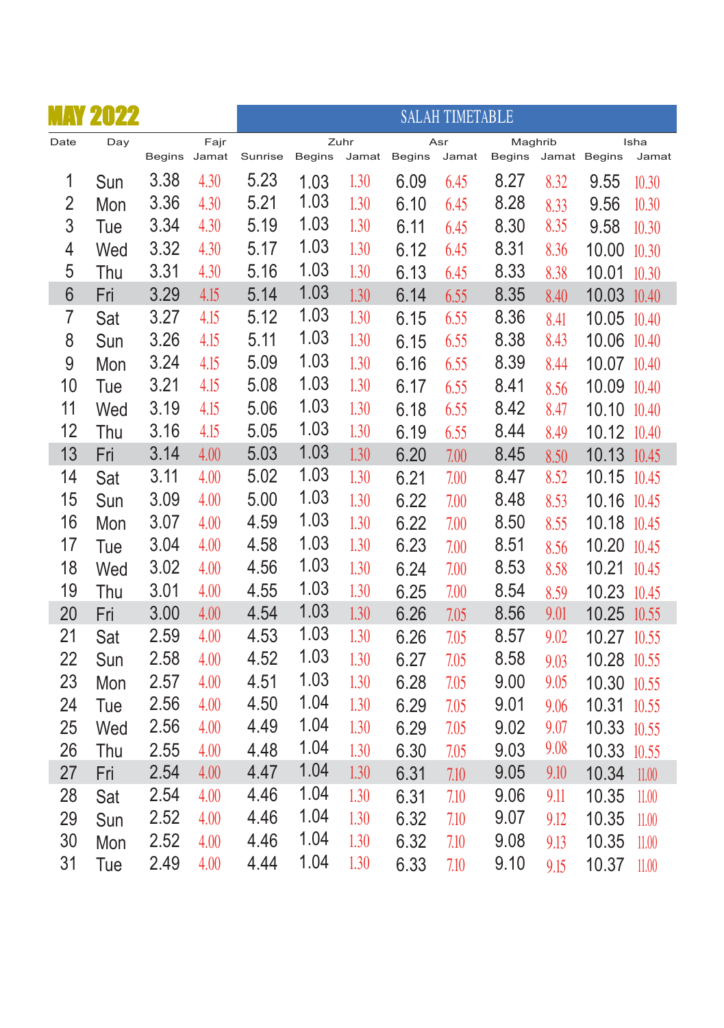# MAY 2022

## SALAH TIMETABLE

| Date | Day | Fajr | | Sunrise | Zuhr | | Asr | | Maghrib | | Isha | |
|---|---|---|---|---|---|---|---|---|---|---|---|---|
| | | Begins | Jamat | | Begins | Jamat | Begins | Jamat | Begins | Jamat | Begins | Jamat |
| 1 | Sun | 3.38 | 4.30 | 5.23 | 1.03 | 1.30 | 6.09 | 6.45 | 8.27 | 8.32 | 9.55 | 10.30 |
| 2 | Mon | 3.36 | 4.30 | 5.21 | 1.03 | 1.30 | 6.10 | 6.45 | 8.28 | 8.33 | 9.56 | 10.30 |
| 3 | Tue | 3.34 | 4.30 | 5.19 | 1.03 | 1.30 | 6.11 | 6.45 | 8.30 | 8.35 | 9.58 | 10.30 |
| 4 | Wed | 3.32 | 4.30 | 5.17 | 1.03 | 1.30 | 6.12 | 6.45 | 8.31 | 8.36 | 10.00 | 10.30 |
| 5 | Thu | 3.31 | 4.30 | 5.16 | 1.03 | 1.30 | 6.13 | 6.45 | 8.33 | 8.38 | 10.01 | 10.30 |
| 6 | Fri | 3.29 | 4.15 | 5.14 | 1.03 | 1.30 | 6.14 | 6.55 | 8.35 | 8.40 | 10.03 | 10.40 |
| 7 | Sat | 3.27 | 4.15 | 5.12 | 1.03 | 1.30 | 6.15 | 6.55 | 8.36 | 8.41 | 10.05 | 10.40 |
| 8 | Sun | 3.26 | 4.15 | 5.11 | 1.03 | 1.30 | 6.15 | 6.55 | 8.38 | 8.43 | 10.06 | 10.40 |
| 9 | Mon | 3.24 | 4.15 | 5.09 | 1.03 | 1.30 | 6.16 | 6.55 | 8.39 | 8.44 | 10.07 | 10.40 |
| 10 | Tue | 3.21 | 4.15 | 5.08 | 1.03 | 1.30 | 6.17 | 6.55 | 8.41 | 8.56 | 10.09 | 10.40 |
| 11 | Wed | 3.19 | 4.15 | 5.06 | 1.03 | 1.30 | 6.18 | 6.55 | 8.42 | 8.47 | 10.10 | 10.40 |
| 12 | Thu | 3.16 | 4.15 | 5.05 | 1.03 | 1.30 | 6.19 | 6.55 | 8.44 | 8.49 | 10.12 | 10.40 |
| 13 | Fri | 3.14 | 4.00 | 5.03 | 1.03 | 1.30 | 6.20 | 7.00 | 8.45 | 8.50 | 10.13 | 10.45 |
| 14 | Sat | 3.11 | 4.00 | 5.02 | 1.03 | 1.30 | 6.21 | 7.00 | 8.47 | 8.52 | 10.15 | 10.45 |
| 15 | Sun | 3.09 | 4.00 | 5.00 | 1.03 | 1.30 | 6.22 | 7.00 | 8.48 | 8.53 | 10.16 | 10.45 |
| 16 | Mon | 3.07 | 4.00 | 4.59 | 1.03 | 1.30 | 6.22 | 7.00 | 8.50 | 8.55 | 10.18 | 10.45 |
| 17 | Tue | 3.04 | 4.00 | 4.58 | 1.03 | 1.30 | 6.23 | 7.00 | 8.51 | 8.56 | 10.20 | 10.45 |
| 18 | Wed | 3.02 | 4.00 | 4.56 | 1.03 | 1.30 | 6.24 | 7.00 | 8.53 | 8.58 | 10.21 | 10.45 |
| 19 | Thu | 3.01 | 4.00 | 4.55 | 1.03 | 1.30 | 6.25 | 7.00 | 8.54 | 8.59 | 10.23 | 10.45 |
| 20 | Fri | 3.00 | 4.00 | 4.54 | 1.03 | 1.30 | 6.26 | 7.05 | 8.56 | 9.01 | 10.25 | 10.55 |
| 21 | Sat | 2.59 | 4.00 | 4.53 | 1.03 | 1.30 | 6.26 | 7.05 | 8.57 | 9.02 | 10.27 | 10.55 |
| 22 | Sun | 2.58 | 4.00 | 4.52 | 1.03 | 1.30 | 6.27 | 7.05 | 8.58 | 9.03 | 10.28 | 10.55 |
| 23 | Mon | 2.57 | 4.00 | 4.51 | 1.03 | 1.30 | 6.28 | 7.05 | 9.00 | 9.05 | 10.30 | 10.55 |
| 24 | Tue | 2.56 | 4.00 | 4.50 | 1.04 | 1.30 | 6.29 | 7.05 | 9.01 | 9.06 | 10.31 | 10.55 |
| 25 | Wed | 2.56 | 4.00 | 4.49 | 1.04 | 1.30 | 6.29 | 7.05 | 9.02 | 9.07 | 10.33 | 10.55 |
| 26 | Thu | 2.55 | 4.00 | 4.48 | 1.04 | 1.30 | 6.30 | 7.05 | 9.03 | 9.08 | 10.33 | 10.55 |
| 27 | Fri | 2.54 | 4.00 | 4.47 | 1.04 | 1.30 | 6.31 | 7.10 | 9.05 | 9.10 | 10.34 | 11.00 |
| 28 | Sat | 2.54 | 4.00 | 4.46 | 1.04 | 1.30 | 6.31 | 7.10 | 9.06 | 9.11 | 10.35 | 11.00 |
| 29 | Sun | 2.52 | 4.00 | 4.46 | 1.04 | 1.30 | 6.32 | 7.10 | 9.07 | 9.12 | 10.35 | 11.00 |
| 30 | Mon | 2.52 | 4.00 | 4.46 | 1.04 | 1.30 | 6.32 | 7.10 | 9.08 | 9.13 | 10.35 | 11.00 |
| 31 | Tue | 2.49 | 4.00 | 4.44 | 1.04 | 1.30 | 6.33 | 7.10 | 9.10 | 9.15 | 10.37 | 11.00 |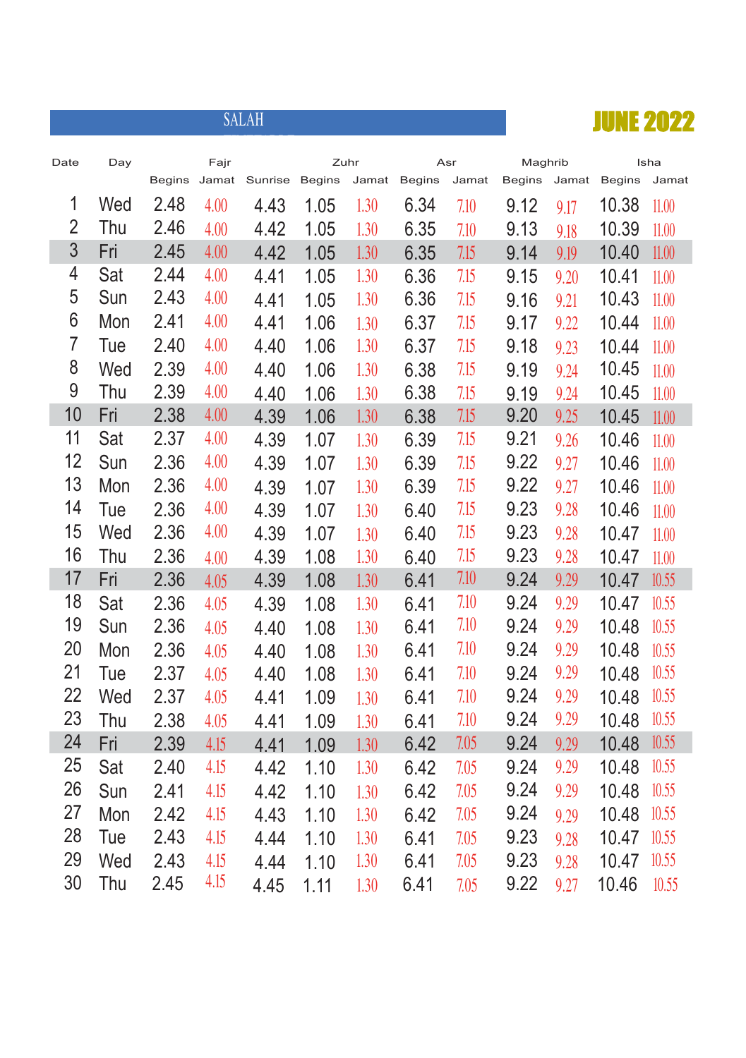SALAH

# JUNE 2022

| Date | Day | Fajr | | Sunrise | Zuhr | | Asr | | Maghrib | | Isha | |
|---|---|---|---|---|---|---|---|---|---|---|---|---|
| | | Begins | Jamat | | Begins | Jamat | Begins | Jamat | Begins | Jamat | Begins | Jamat |
| 1 | Wed | 2.48 | 4.00 | 4.43 | 1.05 | 1.30 | 6.34 | 7.10 | 9.12 | 9.17 | 10.38 | 11.00 |
| 2 | Thu | 2.46 | 4.00 | 4.42 | 1.05 | 1.30 | 6.35 | 7.10 | 9.13 | 9.18 | 10.39 | 11.00 |
| 3 | Fri | 2.45 | 4.00 | 4.42 | 1.05 | 1.30 | 6.35 | 7.15 | 9.14 | 9.19 | 10.40 | 11.00 |
| 4 | Sat | 2.44 | 4.00 | 4.41 | 1.05 | 1.30 | 6.36 | 7.15 | 9.15 | 9.20 | 10.41 | 11.00 |
| 5 | Sun | 2.43 | 4.00 | 4.41 | 1.05 | 1.30 | 6.36 | 7.15 | 9.16 | 9.21 | 10.43 | 11.00 |
| 6 | Mon | 2.41 | 4.00 | 4.41 | 1.06 | 1.30 | 6.37 | 7.15 | 9.17 | 9.22 | 10.44 | 11.00 |
| 7 | Tue | 2.40 | 4.00 | 4.40 | 1.06 | 1.30 | 6.37 | 7.15 | 9.18 | 9.23 | 10.44 | 11.00 |
| 8 | Wed | 2.39 | 4.00 | 4.40 | 1.06 | 1.30 | 6.38 | 7.15 | 9.19 | 9.24 | 10.45 | 11.00 |
| 9 | Thu | 2.39 | 4.00 | 4.40 | 1.06 | 1.30 | 6.38 | 7.15 | 9.19 | 9.24 | 10.45 | 11.00 |
| 10 | Fri | 2.38 | 4.00 | 4.39 | 1.06 | 1.30 | 6.38 | 7.15 | 9.20 | 9.25 | 10.45 | 11.00 |
| 11 | Sat | 2.37 | 4.00 | 4.39 | 1.07 | 1.30 | 6.39 | 7.15 | 9.21 | 9.26 | 10.46 | 11.00 |
| 12 | Sun | 2.36 | 4.00 | 4.39 | 1.07 | 1.30 | 6.39 | 7.15 | 9.22 | 9.27 | 10.46 | 11.00 |
| 13 | Mon | 2.36 | 4.00 | 4.39 | 1.07 | 1.30 | 6.39 | 7.15 | 9.22 | 9.27 | 10.46 | 11.00 |
| 14 | Tue | 2.36 | 4.00 | 4.39 | 1.07 | 1.30 | 6.40 | 7.15 | 9.23 | 9.28 | 10.46 | 11.00 |
| 15 | Wed | 2.36 | 4.00 | 4.39 | 1.07 | 1.30 | 6.40 | 7.15 | 9.23 | 9.28 | 10.47 | 11.00 |
| 16 | Thu | 2.36 | 4.00 | 4.39 | 1.08 | 1.30 | 6.40 | 7.15 | 9.23 | 9.28 | 10.47 | 11.00 |
| 17 | Fri | 2.36 | 4.05 | 4.39 | 1.08 | 1.30 | 6.41 | 7.10 | 9.24 | 9.29 | 10.47 | 10.55 |
| 18 | Sat | 2.36 | 4.05 | 4.39 | 1.08 | 1.30 | 6.41 | 7.10 | 9.24 | 9.29 | 10.47 | 10.55 |
| 19 | Sun | 2.36 | 4.05 | 4.40 | 1.08 | 1.30 | 6.41 | 7.10 | 9.24 | 9.29 | 10.48 | 10.55 |
| 20 | Mon | 2.36 | 4.05 | 4.40 | 1.08 | 1.30 | 6.41 | 7.10 | 9.24 | 9.29 | 10.48 | 10.55 |
| 21 | Tue | 2.37 | 4.05 | 4.40 | 1.08 | 1.30 | 6.41 | 7.10 | 9.24 | 9.29 | 10.48 | 10.55 |
| 22 | Wed | 2.37 | 4.05 | 4.41 | 1.09 | 1.30 | 6.41 | 7.10 | 9.24 | 9.29 | 10.48 | 10.55 |
| 23 | Thu | 2.38 | 4.05 | 4.41 | 1.09 | 1.30 | 6.41 | 7.10 | 9.24 | 9.29 | 10.48 | 10.55 |
| 24 | Fri | 2.39 | 4.15 | 4.41 | 1.09 | 1.30 | 6.42 | 7.05 | 9.24 | 9.29 | 10.48 | 10.55 |
| 25 | Sat | 2.40 | 4.15 | 4.42 | 1.10 | 1.30 | 6.42 | 7.05 | 9.24 | 9.29 | 10.48 | 10.55 |
| 26 | Sun | 2.41 | 4.15 | 4.42 | 1.10 | 1.30 | 6.42 | 7.05 | 9.24 | 9.29 | 10.48 | 10.55 |
| 27 | Mon | 2.42 | 4.15 | 4.43 | 1.10 | 1.30 | 6.42 | 7.05 | 9.24 | 9.29 | 10.48 | 10.55 |
| 28 | Tue | 2.43 | 4.15 | 4.44 | 1.10 | 1.30 | 6.41 | 7.05 | 9.23 | 9.28 | 10.47 | 10.55 |
| 29 | Wed | 2.43 | 4.15 | 4.44 | 1.10 | 1.30 | 6.41 | 7.05 | 9.23 | 9.28 | 10.47 | 10.55 |
| 30 | Thu | 2.45 | 4.15 | 4.45 | 1.11 | 1.30 | 6.41 | 7.05 | 9.22 | 9.27 | 10.46 | 10.55 |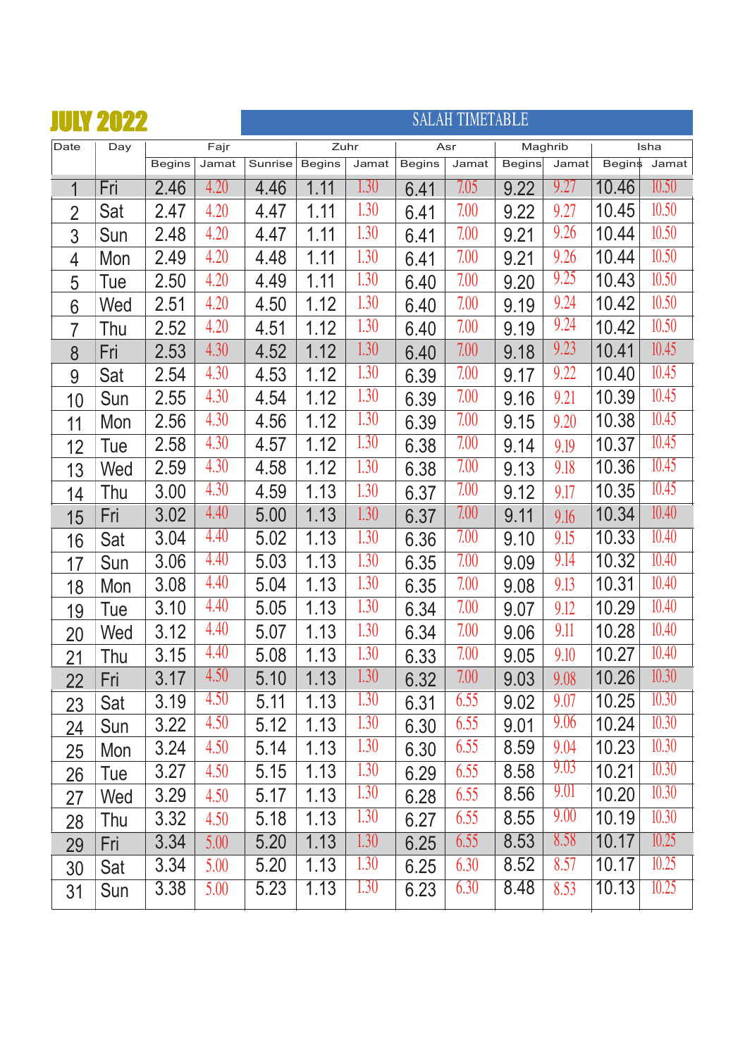# JULY 2022

## SALAH TIMETABLE

| Date | Day | Fajr | | Sunrise | Zuhr | | Asr | | Maghrib | | Isha | |
|---|---|---|---|---|---|---|---|---|---|---|---|---|
| | | Begins | Jamat | Sunrise | Begins | Jamat | Begins | Jamat | Begins | Jamat | Begins | Jamat |
| 1 | Fri | 2.46 | 4.20 | 4.46 | 1.11 | 1.30 | 6.41 | 7.05 | 9.22 | 9.27 | 10.46 | 10.50 |
| 2 | Sat | 2.47 | 4.20 | 4.47 | 1.11 | 1.30 | 6.41 | 7.00 | 9.22 | 9.27 | 10.45 | 10.50 |
| 3 | Sun | 2.48 | 4.20 | 4.47 | 1.11 | 1.30 | 6.41 | 7.00 | 9.21 | 9.26 | 10.44 | 10.50 |
| 4 | Mon | 2.49 | 4.20 | 4.48 | 1.11 | 1.30 | 6.41 | 7.00 | 9.21 | 9.26 | 10.44 | 10.50 |
| 5 | Tue | 2.50 | 4.20 | 4.49 | 1.11 | 1.30 | 6.40 | 7.00 | 9.20 | 9.25 | 10.43 | 10.50 |
| 6 | Wed | 2.51 | 4.20 | 4.50 | 1.12 | 1.30 | 6.40 | 7.00 | 9.19 | 9.24 | 10.42 | 10.50 |
| 7 | Thu | 2.52 | 4.20 | 4.51 | 1.12 | 1.30 | 6.40 | 7.00 | 9.19 | 9.24 | 10.42 | 10.50 |
| 8 | Fri | 2.53 | 4.30 | 4.52 | 1.12 | 1.30 | 6.40 | 7.00 | 9.18 | 9.23 | 10.41 | 10.45 |
| 9 | Sat | 2.54 | 4.30 | 4.53 | 1.12 | 1.30 | 6.39 | 7.00 | 9.17 | 9.22 | 10.40 | 10.45 |
| 10 | Sun | 2.55 | 4.30 | 4.54 | 1.12 | 1.30 | 6.39 | 7.00 | 9.16 | 9.21 | 10.39 | 10.45 |
| 11 | Mon | 2.56 | 4.30 | 4.56 | 1.12 | 1.30 | 6.39 | 7.00 | 9.15 | 9.20 | 10.38 | 10.45 |
| 12 | Tue | 2.58 | 4.30 | 4.57 | 1.12 | 1.30 | 6.38 | 7.00 | 9.14 | 9.19 | 10.37 | 10.45 |
| 13 | Wed | 2.59 | 4.30 | 4.58 | 1.12 | 1.30 | 6.38 | 7.00 | 9.13 | 9.18 | 10.36 | 10.45 |
| 14 | Thu | 3.00 | 4.30 | 4.59 | 1.13 | 1.30 | 6.37 | 7.00 | 9.12 | 9.17 | 10.35 | 10.45 |
| 15 | Fri | 3.02 | 4.40 | 5.00 | 1.13 | 1.30 | 6.37 | 7.00 | 9.11 | 9.16 | 10.34 | 10.40 |
| 16 | Sat | 3.04 | 4.40 | 5.02 | 1.13 | 1.30 | 6.36 | 7.00 | 9.10 | 9.15 | 10.33 | 10.40 |
| 17 | Sun | 3.06 | 4.40 | 5.03 | 1.13 | 1.30 | 6.35 | 7.00 | 9.09 | 9.14 | 10.32 | 10.40 |
| 18 | Mon | 3.08 | 4.40 | 5.04 | 1.13 | 1.30 | 6.35 | 7.00 | 9.08 | 9.13 | 10.31 | 10.40 |
| 19 | Tue | 3.10 | 4.40 | 5.05 | 1.13 | 1.30 | 6.34 | 7.00 | 9.07 | 9.12 | 10.29 | 10.40 |
| 20 | Wed | 3.12 | 4.40 | 5.07 | 1.13 | 1.30 | 6.34 | 7.00 | 9.06 | 9.11 | 10.28 | 10.40 |
| 21 | Thu | 3.15 | 4.40 | 5.08 | 1.13 | 1.30 | 6.33 | 7.00 | 9.05 | 9.10 | 10.27 | 10.40 |
| 22 | Fri | 3.17 | 4.50 | 5.10 | 1.13 | 1.30 | 6.32 | 7.00 | 9.03 | 9.08 | 10.26 | 10.30 |
| 23 | Sat | 3.19 | 4.50 | 5.11 | 1.13 | 1.30 | 6.31 | 6.55 | 9.02 | 9.07 | 10.25 | 10.30 |
| 24 | Sun | 3.22 | 4.50 | 5.12 | 1.13 | 1.30 | 6.30 | 6.55 | 9.01 | 9.06 | 10.24 | 10.30 |
| 25 | Mon | 3.24 | 4.50 | 5.14 | 1.13 | 1.30 | 6.30 | 6.55 | 8.59 | 9.04 | 10.23 | 10.30 |
| 26 | Tue | 3.27 | 4.50 | 5.15 | 1.13 | 1.30 | 6.29 | 6.55 | 8.58 | 9.03 | 10.21 | 10.30 |
| 27 | Wed | 3.29 | 4.50 | 5.17 | 1.13 | 1.30 | 6.28 | 6.55 | 8.56 | 9.01 | 10.20 | 10.30 |
| 28 | Thu | 3.32 | 4.50 | 5.18 | 1.13 | 1.30 | 6.27 | 6.55 | 8.55 | 9.00 | 10.19 | 10.30 |
| 29 | Fri | 3.34 | 5.00 | 5.20 | 1.13 | 1.30 | 6.25 | 6.55 | 8.53 | 8.58 | 10.17 | 10.25 |
| 30 | Sat | 3.34 | 5.00 | 5.20 | 1.13 | 1.30 | 6.25 | 6.30 | 8.52 | 8.57 | 10.17 | 10.25 |
| 31 | Sun | 3.38 | 5.00 | 5.23 | 1.13 | 1.30 | 6.23 | 6.30 | 8.48 | 8.53 | 10.13 | 10.25 |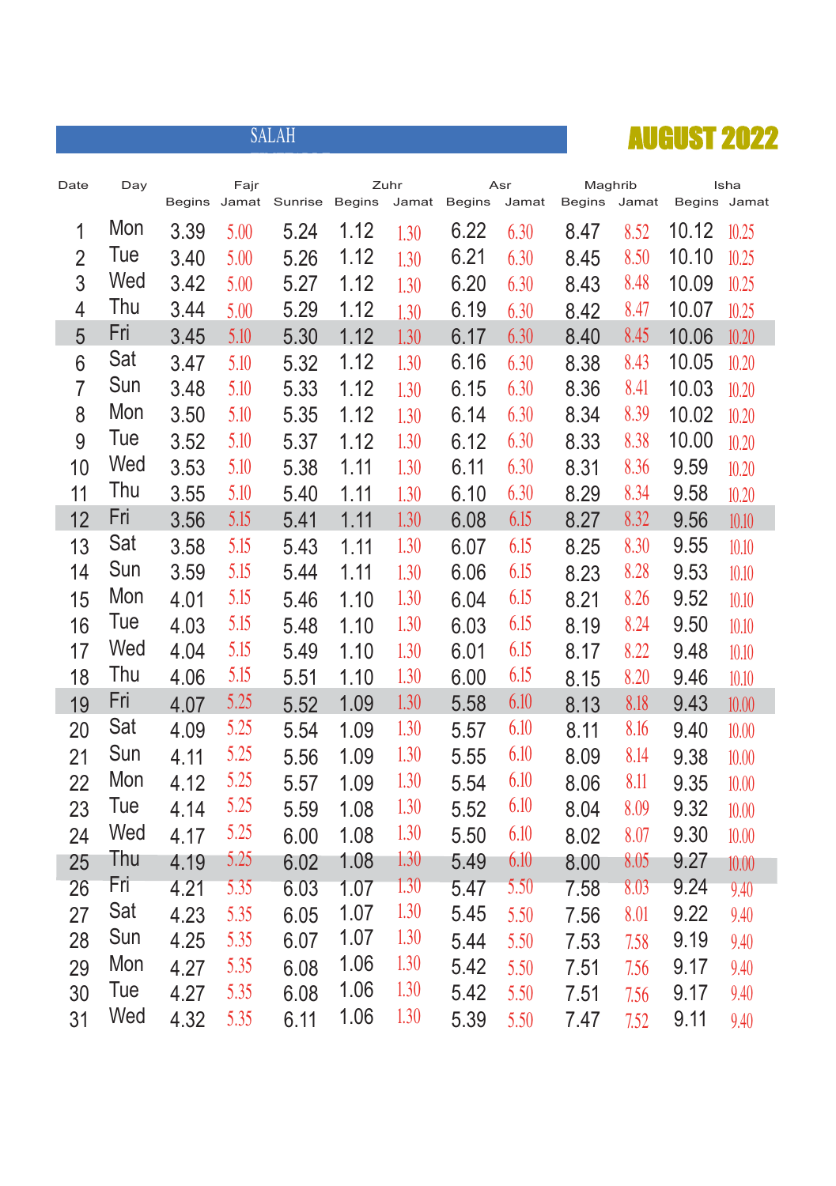## SALAH

## AUGUST 2022

| Date | Day | Fajr | | Sunrise | Zuhr | | Asr | | Maghrib | | Isha | |
|---|---|---|---|---|---|---|---|---|---|---|---|---|
| | | Begins | Jamat | | Begins | Jamat | Begins | Jamat | Begins | Jamat | Begins | Jamat |
| 1 | Mon | 3.39 | 5.00 | 5.24 | 1.12 | 1.30 | 6.22 | 6.30 | 8.47 | 8.52 | 10.12 | 10.25 |
| 2 | Tue | 3.40 | 5.00 | 5.26 | 1.12 | 1.30 | 6.21 | 6.30 | 8.45 | 8.50 | 10.10 | 10.25 |
| 3 | Wed | 3.42 | 5.00 | 5.27 | 1.12 | 1.30 | 6.20 | 6.30 | 8.43 | 8.48 | 10.09 | 10.25 |
| 4 | Thu | 3.44 | 5.00 | 5.29 | 1.12 | 1.30 | 6.19 | 6.30 | 8.42 | 8.47 | 10.07 | 10.25 |
| 5 | Fri | 3.45 | 5.10 | 5.30 | 1.12 | 1.30 | 6.17 | 6.30 | 8.40 | 8.45 | 10.06 | 10.20 |
| 6 | Sat | 3.47 | 5.10 | 5.32 | 1.12 | 1.30 | 6.16 | 6.30 | 8.38 | 8.43 | 10.05 | 10.20 |
| 7 | Sun | 3.48 | 5.10 | 5.33 | 1.12 | 1.30 | 6.15 | 6.30 | 8.36 | 8.41 | 10.03 | 10.20 |
| 8 | Mon | 3.50 | 5.10 | 5.35 | 1.12 | 1.30 | 6.14 | 6.30 | 8.34 | 8.39 | 10.02 | 10.20 |
| 9 | Tue | 3.52 | 5.10 | 5.37 | 1.12 | 1.30 | 6.12 | 6.30 | 8.33 | 8.38 | 10.00 | 10.20 |
| 10 | Wed | 3.53 | 5.10 | 5.38 | 1.11 | 1.30 | 6.11 | 6.30 | 8.31 | 8.36 | 9.59 | 10.20 |
| 11 | Thu | 3.55 | 5.10 | 5.40 | 1.11 | 1.30 | 6.10 | 6.30 | 8.29 | 8.34 | 9.58 | 10.20 |
| 12 | Fri | 3.56 | 5.15 | 5.41 | 1.11 | 1.30 | 6.08 | 6.15 | 8.27 | 8.32 | 9.56 | 10.10 |
| 13 | Sat | 3.58 | 5.15 | 5.43 | 1.11 | 1.30 | 6.07 | 6.15 | 8.25 | 8.30 | 9.55 | 10.10 |
| 14 | Sun | 3.59 | 5.15 | 5.44 | 1.11 | 1.30 | 6.06 | 6.15 | 8.23 | 8.28 | 9.53 | 10.10 |
| 15 | Mon | 4.01 | 5.15 | 5.46 | 1.10 | 1.30 | 6.04 | 6.15 | 8.21 | 8.26 | 9.52 | 10.10 |
| 16 | Tue | 4.03 | 5.15 | 5.48 | 1.10 | 1.30 | 6.03 | 6.15 | 8.19 | 8.24 | 9.50 | 10.10 |
| 17 | Wed | 4.04 | 5.15 | 5.49 | 1.10 | 1.30 | 6.01 | 6.15 | 8.17 | 8.22 | 9.48 | 10.10 |
| 18 | Thu | 4.06 | 5.15 | 5.51 | 1.10 | 1.30 | 6.00 | 6.15 | 8.15 | 8.20 | 9.46 | 10.10 |
| 19 | Fri | 4.07 | 5.25 | 5.52 | 1.09 | 1.30 | 5.58 | 6.10 | 8.13 | 8.18 | 9.43 | 10.00 |
| 20 | Sat | 4.09 | 5.25 | 5.54 | 1.09 | 1.30 | 5.57 | 6.10 | 8.11 | 8.16 | 9.40 | 10.00 |
| 21 | Sun | 4.11 | 5.25 | 5.56 | 1.09 | 1.30 | 5.55 | 6.10 | 8.09 | 8.14 | 9.38 | 10.00 |
| 22 | Mon | 4.12 | 5.25 | 5.57 | 1.09 | 1.30 | 5.54 | 6.10 | 8.06 | 8.11 | 9.35 | 10.00 |
| 23 | Tue | 4.14 | 5.25 | 5.59 | 1.08 | 1.30 | 5.52 | 6.10 | 8.04 | 8.09 | 9.32 | 10.00 |
| 24 | Wed | 4.17 | 5.25 | 6.00 | 1.08 | 1.30 | 5.50 | 6.10 | 8.02 | 8.07 | 9.30 | 10.00 |
| 25 | Thu | 4.19 | 5.25 | 6.02 | 1.08 | 1.30 | 5.49 | 6.10 | 8.00 | 8.05 | 9.27 | 10.00 |
| 26 | Fri | 4.21 | 5.35 | 6.03 | 1.07 | 1.30 | 5.47 | 5.50 | 7.58 | 8.03 | 9.24 | 9.40 |
| 27 | Sat | 4.23 | 5.35 | 6.05 | 1.07 | 1.30 | 5.45 | 5.50 | 7.56 | 8.01 | 9.22 | 9.40 |
| 28 | Sun | 4.25 | 5.35 | 6.07 | 1.07 | 1.30 | 5.44 | 5.50 | 7.53 | 7.58 | 9.19 | 9.40 |
| 29 | Mon | 4.27 | 5.35 | 6.08 | 1.06 | 1.30 | 5.42 | 5.50 | 7.51 | 7.56 | 9.17 | 9.40 |
| 30 | Tue | 4.27 | 5.35 | 6.08 | 1.06 | 1.30 | 5.42 | 5.50 | 7.51 | 7.56 | 9.17 | 9.40 |
| 31 | Wed | 4.32 | 5.35 | 6.11 | 1.06 | 1.30 | 5.39 | 5.50 | 7.47 | 7.52 | 9.11 | 9.40 |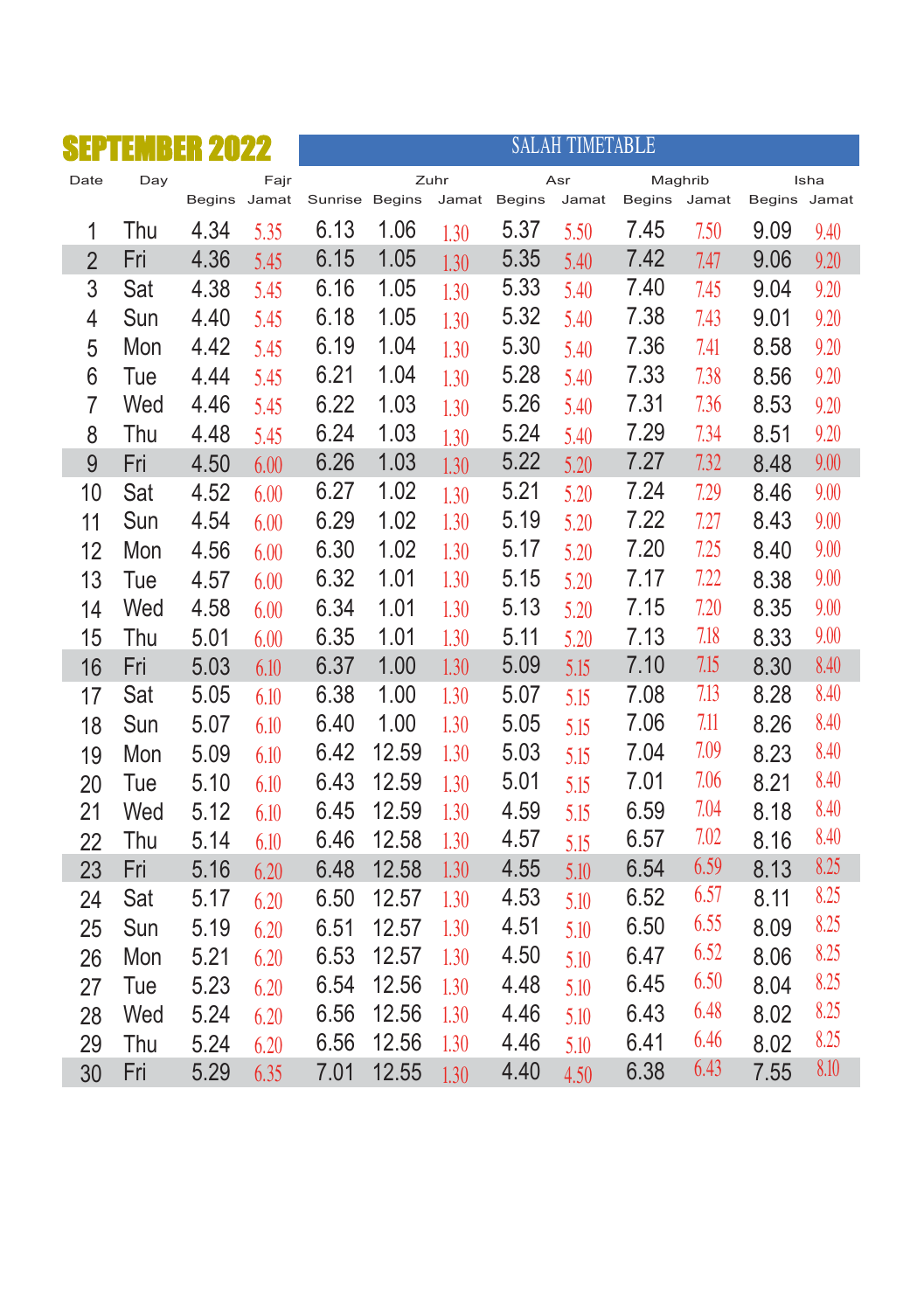# SEPTEMBER 2022

## SALAH TIMETABLE

| Date | Day | Fajr | | Sunrise | Zuhr | | Asr | | Maghrib | | Isha | |
|---|---|---|---|---|---|---|---|---|---|---|---|---|
| | | Begins | Jamat | | Begins | Jamat | Begins | Jamat | Begins | Jamat | Begins | Jamat |
| 1 | Thu | 4.34 | 5.35 | 6.13 | 1.06 | 1.30 | 5.37 | 5.50 | 7.45 | 7.50 | 9.09 | 9.40 |
| 2 | Fri | 4.36 | 5.45 | 6.15 | 1.05 | 1.30 | 5.35 | 5.40 | 7.42 | 7.47 | 9.06 | 9.20 |
| 3 | Sat | 4.38 | 5.45 | 6.16 | 1.05 | 1.30 | 5.33 | 5.40 | 7.40 | 7.45 | 9.04 | 9.20 |
| 4 | Sun | 4.40 | 5.45 | 6.18 | 1.05 | 1.30 | 5.32 | 5.40 | 7.38 | 7.43 | 9.01 | 9.20 |
| 5 | Mon | 4.42 | 5.45 | 6.19 | 1.04 | 1.30 | 5.30 | 5.40 | 7.36 | 7.41 | 8.58 | 9.20 |
| 6 | Tue | 4.44 | 5.45 | 6.21 | 1.04 | 1.30 | 5.28 | 5.40 | 7.33 | 7.38 | 8.56 | 9.20 |
| 7 | Wed | 4.46 | 5.45 | 6.22 | 1.03 | 1.30 | 5.26 | 5.40 | 7.31 | 7.36 | 8.53 | 9.20 |
| 8 | Thu | 4.48 | 5.45 | 6.24 | 1.03 | 1.30 | 5.24 | 5.40 | 7.29 | 7.34 | 8.51 | 9.20 |
| 9 | Fri | 4.50 | 6.00 | 6.26 | 1.03 | 1.30 | 5.22 | 5.20 | 7.27 | 7.32 | 8.48 | 9.00 |
| 10 | Sat | 4.52 | 6.00 | 6.27 | 1.02 | 1.30 | 5.21 | 5.20 | 7.24 | 7.29 | 8.46 | 9.00 |
| 11 | Sun | 4.54 | 6.00 | 6.29 | 1.02 | 1.30 | 5.19 | 5.20 | 7.22 | 7.27 | 8.43 | 9.00 |
| 12 | Mon | 4.56 | 6.00 | 6.30 | 1.02 | 1.30 | 5.17 | 5.20 | 7.20 | 7.25 | 8.40 | 9.00 |
| 13 | Tue | 4.57 | 6.00 | 6.32 | 1.01 | 1.30 | 5.15 | 5.20 | 7.17 | 7.22 | 8.38 | 9.00 |
| 14 | Wed | 4.58 | 6.00 | 6.34 | 1.01 | 1.30 | 5.13 | 5.20 | 7.15 | 7.20 | 8.35 | 9.00 |
| 15 | Thu | 5.01 | 6.00 | 6.35 | 1.01 | 1.30 | 5.11 | 5.20 | 7.13 | 7.18 | 8.33 | 9.00 |
| 16 | Fri | 5.03 | 6.10 | 6.37 | 1.00 | 1.30 | 5.09 | 5.15 | 7.10 | 7.15 | 8.30 | 8.40 |
| 17 | Sat | 5.05 | 6.10 | 6.38 | 1.00 | 1.30 | 5.07 | 5.15 | 7.08 | 7.13 | 8.28 | 8.40 |
| 18 | Sun | 5.07 | 6.10 | 6.40 | 1.00 | 1.30 | 5.05 | 5.15 | 7.06 | 7.11 | 8.26 | 8.40 |
| 19 | Mon | 5.09 | 6.10 | 6.42 | 12.59 | 1.30 | 5.03 | 5.15 | 7.04 | 7.09 | 8.23 | 8.40 |
| 20 | Tue | 5.10 | 6.10 | 6.43 | 12.59 | 1.30 | 5.01 | 5.15 | 7.01 | 7.06 | 8.21 | 8.40 |
| 21 | Wed | 5.12 | 6.10 | 6.45 | 12.59 | 1.30 | 4.59 | 5.15 | 6.59 | 7.04 | 8.18 | 8.40 |
| 22 | Thu | 5.14 | 6.10 | 6.46 | 12.58 | 1.30 | 4.57 | 5.15 | 6.57 | 7.02 | 8.16 | 8.40 |
| 23 | Fri | 5.16 | 6.20 | 6.48 | 12.58 | 1.30 | 4.55 | 5.10 | 6.54 | 6.59 | 8.13 | 8.25 |
| 24 | Sat | 5.17 | 6.20 | 6.50 | 12.57 | 1.30 | 4.53 | 5.10 | 6.52 | 6.57 | 8.11 | 8.25 |
| 25 | Sun | 5.19 | 6.20 | 6.51 | 12.57 | 1.30 | 4.51 | 5.10 | 6.50 | 6.55 | 8.09 | 8.25 |
| 26 | Mon | 5.21 | 6.20 | 6.53 | 12.57 | 1.30 | 4.50 | 5.10 | 6.47 | 6.52 | 8.06 | 8.25 |
| 27 | Tue | 5.23 | 6.20 | 6.54 | 12.56 | 1.30 | 4.48 | 5.10 | 6.45 | 6.50 | 8.04 | 8.25 |
| 28 | Wed | 5.24 | 6.20 | 6.56 | 12.56 | 1.30 | 4.46 | 5.10 | 6.43 | 6.48 | 8.02 | 8.25 |
| 29 | Thu | 5.24 | 6.20 | 6.56 | 12.56 | 1.30 | 4.46 | 5.10 | 6.41 | 6.46 | 8.02 | 8.25 |
| 30 | Fri | 5.29 | 6.35 | 7.01 | 12.55 | 1.30 | 4.40 | 4.50 | 6.38 | 6.43 | 7.55 | 8.10 |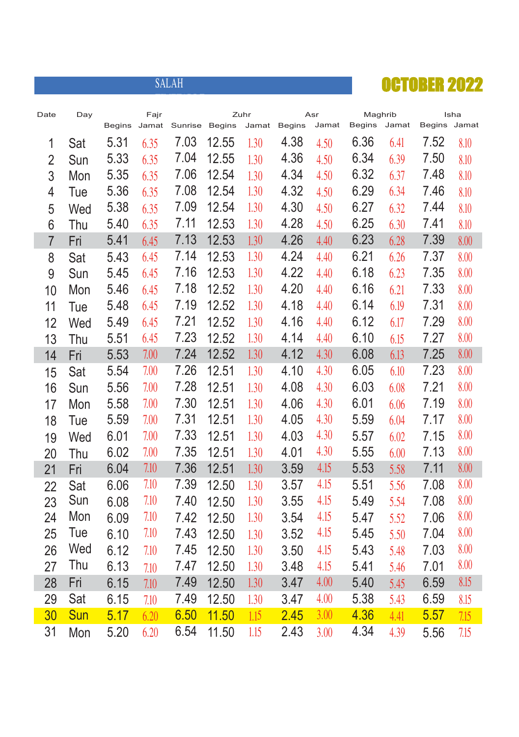SALAH

# OCTOBER 2022

| Date | Day | Fajr | | Sunrise | Zuhr | | Asr | | Maghrib | | Isha | |
|---|---|---|---|---|---|---|---|---|---|---|---|---|
| | | Begins | Jamat | | Begins | Jamat | Begins | Jamat | Begins | Jamat | Begins | Jamat |
| 1 | Sat | 5.31 | 6.35 | 7.03 | 12.55 | 1.30 | 4.38 | 4.50 | 6.36 | 6.41 | 7.52 | 8.10 |
| 2 | Sun | 5.33 | 6.35 | 7.04 | 12.55 | 1.30 | 4.36 | 4.50 | 6.34 | 6.39 | 7.50 | 8.10 |
| 3 | Mon | 5.35 | 6.35 | 7.06 | 12.54 | 1.30 | 4.34 | 4.50 | 6.32 | 6.37 | 7.48 | 8.10 |
| 4 | Tue | 5.36 | 6.35 | 7.08 | 12.54 | 1.30 | 4.32 | 4.50 | 6.29 | 6.34 | 7.46 | 8.10 |
| 5 | Wed | 5.38 | 6.35 | 7.09 | 12.54 | 1.30 | 4.30 | 4.50 | 6.27 | 6.32 | 7.44 | 8.10 |
| 6 | Thu | 5.40 | 6.35 | 7.11 | 12.53 | 1.30 | 4.28 | 4.50 | 6.25 | 6.30 | 7.41 | 8.10 |
| 7 | Fri | 5.41 | 6.45 | 7.13 | 12.53 | 1.30 | 4.26 | 4.40 | 6.23 | 6.28 | 7.39 | 8.00 |
| 8 | Sat | 5.43 | 6.45 | 7.14 | 12.53 | 1.30 | 4.24 | 4.40 | 6.21 | 6.26 | 7.37 | 8.00 |
| 9 | Sun | 5.45 | 6.45 | 7.16 | 12.53 | 1.30 | 4.22 | 4.40 | 6.18 | 6.23 | 7.35 | 8.00 |
| 10 | Mon | 5.46 | 6.45 | 7.18 | 12.52 | 1.30 | 4.20 | 4.40 | 6.16 | 6.21 | 7.33 | 8.00 |
| 11 | Tue | 5.48 | 6.45 | 7.19 | 12.52 | 1.30 | 4.18 | 4.40 | 6.14 | 6.19 | 7.31 | 8.00 |
| 12 | Wed | 5.49 | 6.45 | 7.21 | 12.52 | 1.30 | 4.16 | 4.40 | 6.12 | 6.17 | 7.29 | 8.00 |
| 13 | Thu | 5.51 | 6.45 | 7.23 | 12.52 | 1.30 | 4.14 | 4.40 | 6.10 | 6.15 | 7.27 | 8.00 |
| 14 | Fri | 5.53 | 7.00 | 7.24 | 12.52 | 1.30 | 4.12 | 4.30 | 6.08 | 6.13 | 7.25 | 8.00 |
| 15 | Sat | 5.54 | 7.00 | 7.26 | 12.51 | 1.30 | 4.10 | 4.30 | 6.05 | 6.10 | 7.23 | 8.00 |
| 16 | Sun | 5.56 | 7.00 | 7.28 | 12.51 | 1.30 | 4.08 | 4.30 | 6.03 | 6.08 | 7.21 | 8.00 |
| 17 | Mon | 5.58 | 7.00 | 7.30 | 12.51 | 1.30 | 4.06 | 4.30 | 6.01 | 6.06 | 7.19 | 8.00 |
| 18 | Tue | 5.59 | 7.00 | 7.31 | 12.51 | 1.30 | 4.05 | 4.30 | 5.59 | 6.04 | 7.17 | 8.00 |
| 19 | Wed | 6.01 | 7.00 | 7.33 | 12.51 | 1.30 | 4.03 | 4.30 | 5.57 | 6.02 | 7.15 | 8.00 |
| 20 | Thu | 6.02 | 7.00 | 7.35 | 12.51 | 1.30 | 4.01 | 4.30 | 5.55 | 6.00 | 7.13 | 8.00 |
| 21 | Fri | 6.04 | 7.10 | 7.36 | 12.51 | 1.30 | 3.59 | 4.15 | 5.53 | 5.58 | 7.11 | 8.00 |
| 22 | Sat | 6.06 | 7.10 | 7.39 | 12.50 | 1.30 | 3.57 | 4.15 | 5.51 | 5.56 | 7.08 | 8.00 |
| 23 | Sun | 6.08 | 7.10 | 7.40 | 12.50 | 1.30 | 3.55 | 4.15 | 5.49 | 5.54 | 7.08 | 8.00 |
| 24 | Mon | 6.09 | 7.10 | 7.42 | 12.50 | 1.30 | 3.54 | 4.15 | 5.47 | 5.52 | 7.06 | 8.00 |
| 25 | Tue | 6.10 | 7.10 | 7.43 | 12.50 | 1.30 | 3.52 | 4.15 | 5.45 | 5.50 | 7.04 | 8.00 |
| 26 | Wed | 6.12 | 7.10 | 7.45 | 12.50 | 1.30 | 3.50 | 4.15 | 5.43 | 5.48 | 7.03 | 8.00 |
| 27 | Thu | 6.13 | 7.10 | 7.47 | 12.50 | 1.30 | 3.48 | 4.15 | 5.41 | 5.46 | 7.01 | 8.00 |
| 28 | Fri | 6.15 | 7.10 | 7.49 | 12.50 | 1.30 | 3.47 | 4.00 | 5.40 | 5.45 | 6.59 | 8.15 |
| 29 | Sat | 6.15 | 7.10 | 7.49 | 12.50 | 1.30 | 3.47 | 4.00 | 5.38 | 5.43 | 6.59 | 8.15 |
| 30 | Sun | 5.17 | 6.20 | 6.50 | 11.50 | 1.15 | 2.45 | 3.00 | 4.36 | 4.41 | 5.57 | 7.15 |
| 31 | Mon | 5.20 | 6.20 | 6.54 | 11.50 | 1.15 | 2.43 | 3.00 | 4.34 | 4.39 | 5.56 | 7.15 |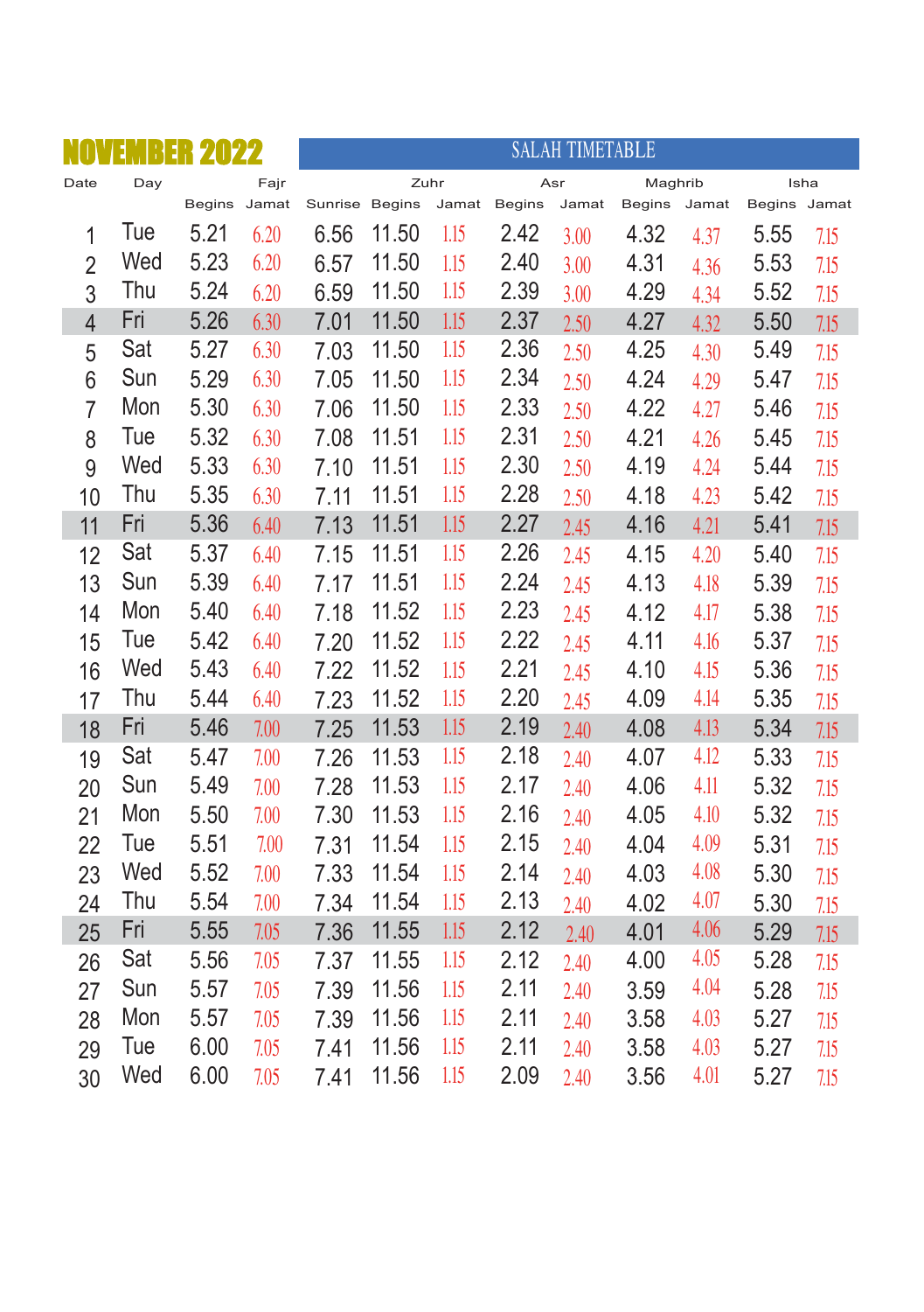# NOVEMBER 2022

## SALAH TIMETABLE

| Date | Day | Fajr | | | Zuhr | | Asr | | Maghrib | | Isha | |
|---|---|---|---|---|---|---|---|---|---|---|---|---|
| | | Begins | Jamat | Sunrise | Begins | Jamat | Begins | Jamat | Begins | Jamat | Begins | Jamat |
| 1 | Tue | 5.21 | 6.20 | 6.56 | 11.50 | 1.15 | 2.42 | 3.00 | 4.32 | 4.37 | 5.55 | 7.15 |
| 2 | Wed | 5.23 | 6.20 | 6.57 | 11.50 | 1.15 | 2.40 | 3.00 | 4.31 | 4.36 | 5.53 | 7.15 |
| 3 | Thu | 5.24 | 6.20 | 6.59 | 11.50 | 1.15 | 2.39 | 3.00 | 4.29 | 4.34 | 5.52 | 7.15 |
| 4 | Fri | 5.26 | 6.30 | 7.01 | 11.50 | 1.15 | 2.37 | 2.50 | 4.27 | 4.32 | 5.50 | 7.15 |
| 5 | Sat | 5.27 | 6.30 | 7.03 | 11.50 | 1.15 | 2.36 | 2.50 | 4.25 | 4.30 | 5.49 | 7.15 |
| 6 | Sun | 5.29 | 6.30 | 7.05 | 11.50 | 1.15 | 2.34 | 2.50 | 4.24 | 4.29 | 5.47 | 7.15 |
| 7 | Mon | 5.30 | 6.30 | 7.06 | 11.50 | 1.15 | 2.33 | 2.50 | 4.22 | 4.27 | 5.46 | 7.15 |
| 8 | Tue | 5.32 | 6.30 | 7.08 | 11.51 | 1.15 | 2.31 | 2.50 | 4.21 | 4.26 | 5.45 | 7.15 |
| 9 | Wed | 5.33 | 6.30 | 7.10 | 11.51 | 1.15 | 2.30 | 2.50 | 4.19 | 4.24 | 5.44 | 7.15 |
| 10 | Thu | 5.35 | 6.30 | 7.11 | 11.51 | 1.15 | 2.28 | 2.50 | 4.18 | 4.23 | 5.42 | 7.15 |
| 11 | Fri | 5.36 | 6.40 | 7.13 | 11.51 | 1.15 | 2.27 | 2.45 | 4.16 | 4.21 | 5.41 | 7.15 |
| 12 | Sat | 5.37 | 6.40 | 7.15 | 11.51 | 1.15 | 2.26 | 2.45 | 4.15 | 4.20 | 5.40 | 7.15 |
| 13 | Sun | 5.39 | 6.40 | 7.17 | 11.51 | 1.15 | 2.24 | 2.45 | 4.13 | 4.18 | 5.39 | 7.15 |
| 14 | Mon | 5.40 | 6.40 | 7.18 | 11.52 | 1.15 | 2.23 | 2.45 | 4.12 | 4.17 | 5.38 | 7.15 |
| 15 | Tue | 5.42 | 6.40 | 7.20 | 11.52 | 1.15 | 2.22 | 2.45 | 4.11 | 4.16 | 5.37 | 7.15 |
| 16 | Wed | 5.43 | 6.40 | 7.22 | 11.52 | 1.15 | 2.21 | 2.45 | 4.10 | 4.15 | 5.36 | 7.15 |
| 17 | Thu | 5.44 | 6.40 | 7.23 | 11.52 | 1.15 | 2.20 | 2.45 | 4.09 | 4.14 | 5.35 | 7.15 |
| 18 | Fri | 5.46 | 7.00 | 7.25 | 11.53 | 1.15 | 2.19 | 2.40 | 4.08 | 4.13 | 5.34 | 7.15 |
| 19 | Sat | 5.47 | 7.00 | 7.26 | 11.53 | 1.15 | 2.18 | 2.40 | 4.07 | 4.12 | 5.33 | 7.15 |
| 20 | Sun | 5.49 | 7.00 | 7.28 | 11.53 | 1.15 | 2.17 | 2.40 | 4.06 | 4.11 | 5.32 | 7.15 |
| 21 | Mon | 5.50 | 7.00 | 7.30 | 11.53 | 1.15 | 2.16 | 2.40 | 4.05 | 4.10 | 5.32 | 7.15 |
| 22 | Tue | 5.51 | 7.00 | 7.31 | 11.54 | 1.15 | 2.15 | 2.40 | 4.04 | 4.09 | 5.31 | 7.15 |
| 23 | Wed | 5.52 | 7.00 | 7.33 | 11.54 | 1.15 | 2.14 | 2.40 | 4.03 | 4.08 | 5.30 | 7.15 |
| 24 | Thu | 5.54 | 7.00 | 7.34 | 11.54 | 1.15 | 2.13 | 2.40 | 4.02 | 4.07 | 5.30 | 7.15 |
| 25 | Fri | 5.55 | 7.05 | 7.36 | 11.55 | 1.15 | 2.12 | 2.40 | 4.01 | 4.06 | 5.29 | 7.15 |
| 26 | Sat | 5.56 | 7.05 | 7.37 | 11.55 | 1.15 | 2.12 | 2.40 | 4.00 | 4.05 | 5.28 | 7.15 |
| 27 | Sun | 5.57 | 7.05 | 7.39 | 11.56 | 1.15 | 2.11 | 2.40 | 3.59 | 4.04 | 5.28 | 7.15 |
| 28 | Mon | 5.57 | 7.05 | 7.39 | 11.56 | 1.15 | 2.11 | 2.40 | 3.58 | 4.03 | 5.27 | 7.15 |
| 29 | Tue | 6.00 | 7.05 | 7.41 | 11.56 | 1.15 | 2.11 | 2.40 | 3.58 | 4.03 | 5.27 | 7.15 |
| 30 | Wed | 6.00 | 7.05 | 7.41 | 11.56 | 1.15 | 2.09 | 2.40 | 3.56 | 4.01 | 5.27 | 7.15 |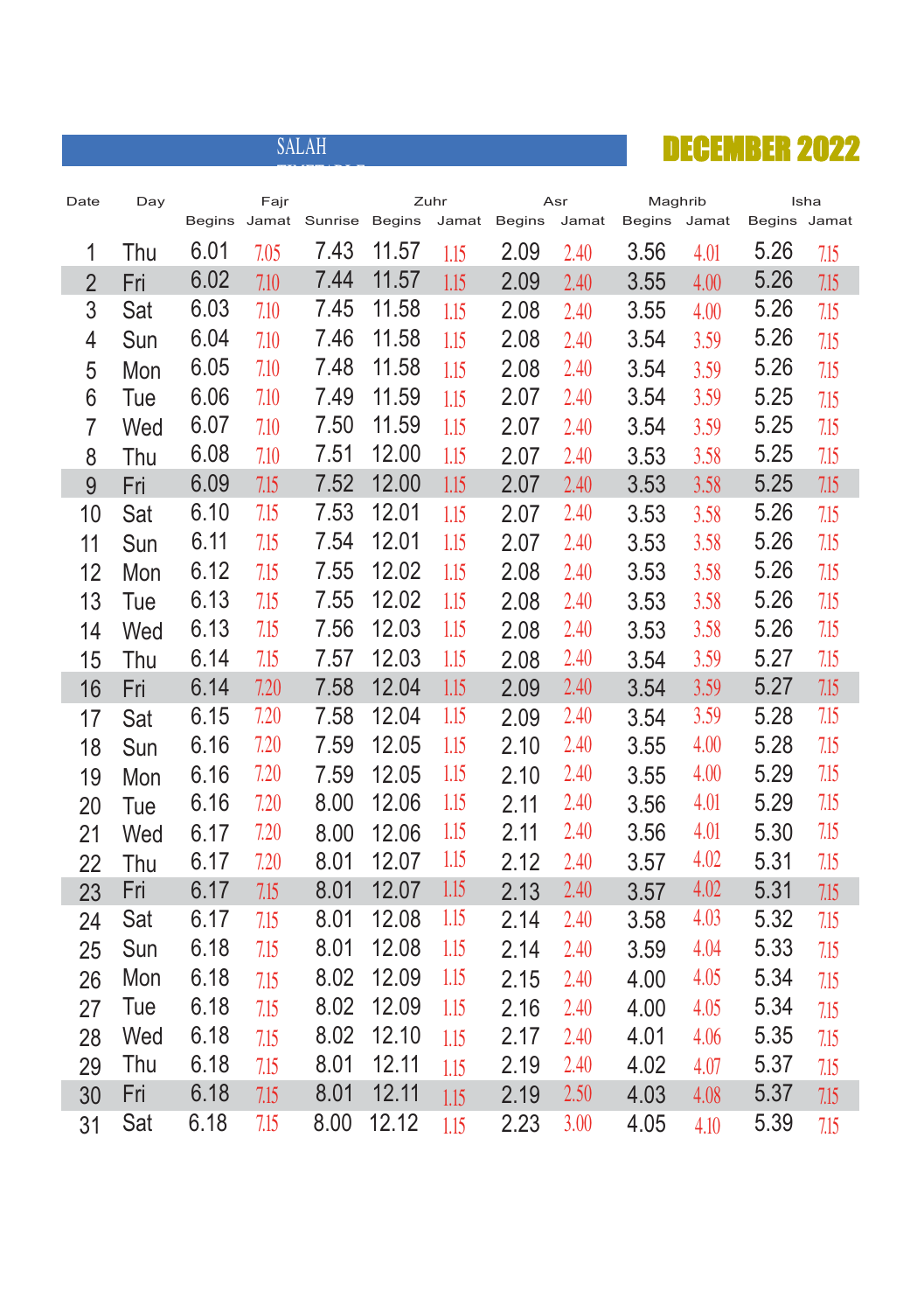SALAH TIMETABLE

# DECEMBER 2022

| Date | Day | Fajr | | Sunrise | Zuhr | | Asr | | Maghrib | | Isha | |
|---|---|---|---|---|---|---|---|---|---|---|---|---|
| | | Begins | Jamat | | Begins | Jamat | Begins | Jamat | Begins | Jamat | Begins | Jamat |
| 1 | Thu | 6.01 | 7.05 | 7.43 | 11.57 | 1.15 | 2.09 | 2.40 | 3.56 | 4.01 | 5.26 | 7.15 |
| 2 | Fri | 6.02 | 7.10 | 7.44 | 11.57 | 1.15 | 2.09 | 2.40 | 3.55 | 4.00 | 5.26 | 7.15 |
| 3 | Sat | 6.03 | 7.10 | 7.45 | 11.58 | 1.15 | 2.08 | 2.40 | 3.55 | 4.00 | 5.26 | 7.15 |
| 4 | Sun | 6.04 | 7.10 | 7.46 | 11.58 | 1.15 | 2.08 | 2.40 | 3.54 | 3.59 | 5.26 | 7.15 |
| 5 | Mon | 6.05 | 7.10 | 7.48 | 11.58 | 1.15 | 2.08 | 2.40 | 3.54 | 3.59 | 5.26 | 7.15 |
| 6 | Tue | 6.06 | 7.10 | 7.49 | 11.59 | 1.15 | 2.07 | 2.40 | 3.54 | 3.59 | 5.25 | 7.15 |
| 7 | Wed | 6.07 | 7.10 | 7.50 | 11.59 | 1.15 | 2.07 | 2.40 | 3.54 | 3.59 | 5.25 | 7.15 |
| 8 | Thu | 6.08 | 7.10 | 7.51 | 12.00 | 1.15 | 2.07 | 2.40 | 3.53 | 3.58 | 5.25 | 7.15 |
| 9 | Fri | 6.09 | 7.15 | 7.52 | 12.00 | 1.15 | 2.07 | 2.40 | 3.53 | 3.58 | 5.25 | 7.15 |
| 10 | Sat | 6.10 | 7.15 | 7.53 | 12.01 | 1.15 | 2.07 | 2.40 | 3.53 | 3.58 | 5.26 | 7.15 |
| 11 | Sun | 6.11 | 7.15 | 7.54 | 12.01 | 1.15 | 2.07 | 2.40 | 3.53 | 3.58 | 5.26 | 7.15 |
| 12 | Mon | 6.12 | 7.15 | 7.55 | 12.02 | 1.15 | 2.08 | 2.40 | 3.53 | 3.58 | 5.26 | 7.15 |
| 13 | Tue | 6.13 | 7.15 | 7.55 | 12.02 | 1.15 | 2.08 | 2.40 | 3.53 | 3.58 | 5.26 | 7.15 |
| 14 | Wed | 6.13 | 7.15 | 7.56 | 12.03 | 1.15 | 2.08 | 2.40 | 3.53 | 3.58 | 5.26 | 7.15 |
| 15 | Thu | 6.14 | 7.15 | 7.57 | 12.03 | 1.15 | 2.08 | 2.40 | 3.54 | 3.59 | 5.27 | 7.15 |
| 16 | Fri | 6.14 | 7.20 | 7.58 | 12.04 | 1.15 | 2.09 | 2.40 | 3.54 | 3.59 | 5.27 | 7.15 |
| 17 | Sat | 6.15 | 7.20 | 7.58 | 12.04 | 1.15 | 2.09 | 2.40 | 3.54 | 3.59 | 5.28 | 7.15 |
| 18 | Sun | 6.16 | 7.20 | 7.59 | 12.05 | 1.15 | 2.10 | 2.40 | 3.55 | 4.00 | 5.28 | 7.15 |
| 19 | Mon | 6.16 | 7.20 | 7.59 | 12.05 | 1.15 | 2.10 | 2.40 | 3.55 | 4.00 | 5.29 | 7.15 |
| 20 | Tue | 6.16 | 7.20 | 8.00 | 12.06 | 1.15 | 2.11 | 2.40 | 3.56 | 4.01 | 5.29 | 7.15 |
| 21 | Wed | 6.17 | 7.20 | 8.00 | 12.06 | 1.15 | 2.11 | 2.40 | 3.56 | 4.01 | 5.30 | 7.15 |
| 22 | Thu | 6.17 | 7.20 | 8.01 | 12.07 | 1.15 | 2.12 | 2.40 | 3.57 | 4.02 | 5.31 | 7.15 |
| 23 | Fri | 6.17 | 7.15 | 8.01 | 12.07 | 1.15 | 2.13 | 2.40 | 3.57 | 4.02 | 5.31 | 7.15 |
| 24 | Sat | 6.17 | 7.15 | 8.01 | 12.08 | 1.15 | 2.14 | 2.40 | 3.58 | 4.03 | 5.32 | 7.15 |
| 25 | Sun | 6.18 | 7.15 | 8.01 | 12.08 | 1.15 | 2.14 | 2.40 | 3.59 | 4.04 | 5.33 | 7.15 |
| 26 | Mon | 6.18 | 7.15 | 8.02 | 12.09 | 1.15 | 2.15 | 2.40 | 4.00 | 4.05 | 5.34 | 7.15 |
| 27 | Tue | 6.18 | 7.15 | 8.02 | 12.09 | 1.15 | 2.16 | 2.40 | 4.00 | 4.05 | 5.34 | 7.15 |
| 28 | Wed | 6.18 | 7.15 | 8.02 | 12.10 | 1.15 | 2.17 | 2.40 | 4.01 | 4.06 | 5.35 | 7.15 |
| 29 | Thu | 6.18 | 7.15 | 8.01 | 12.11 | 1.15 | 2.19 | 2.40 | 4.02 | 4.07 | 5.37 | 7.15 |
| 30 | Fri | 6.18 | 7.15 | 8.01 | 12.11 | 1.15 | 2.19 | 2.50 | 4.03 | 4.08 | 5.37 | 7.15 |
| 31 | Sat | 6.18 | 7.15 | 8.00 | 12.12 | 1.15 | 2.23 | 3.00 | 4.05 | 4.10 | 5.39 | 7.15 |